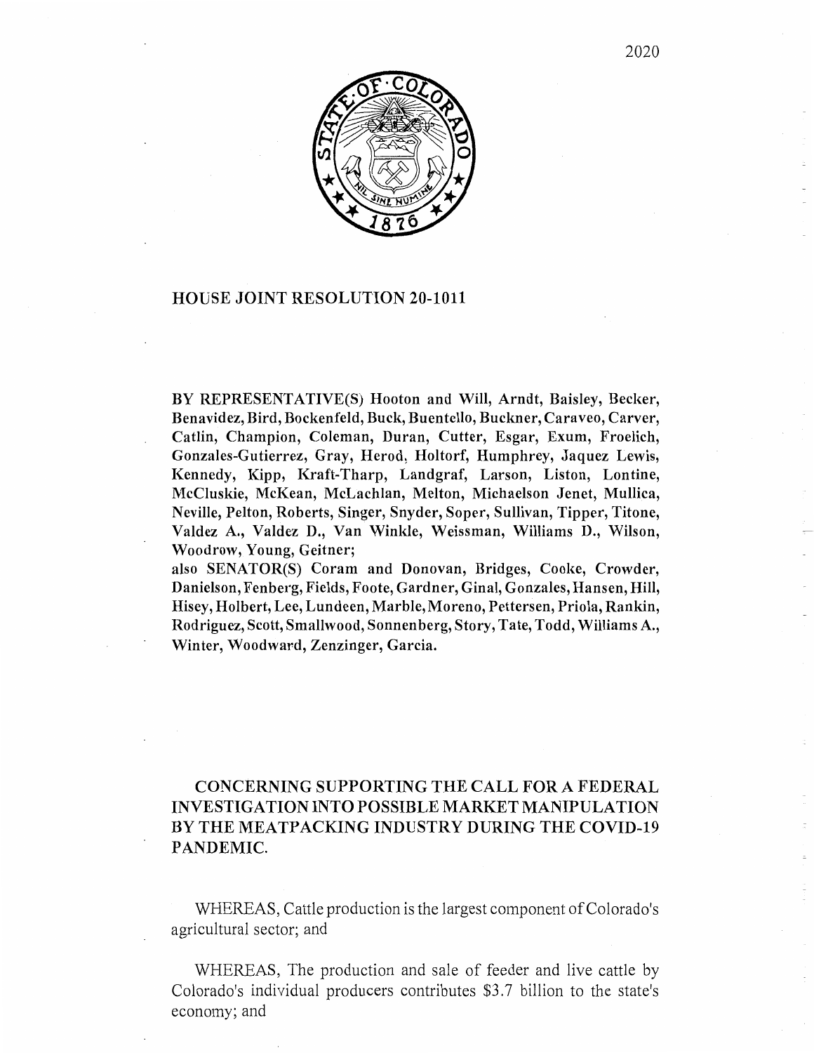2020

# HOUSE JOINT RESOLUTION 20-1011

BY REPRESENTATIVE(S) Hooton and Will, Arndt, Baisley, Becker, Benavidez, Bird, Bockenfeld, Buck, Buentello, Buckner, Caraveo, Carver, Catlin, Champion, Coleman, Duran, Cutter, Esgar, Exum, Froelich, Gonzales-Gutierrez, Gray, Herod, Holtorf, Humphrey, Jaquez Lewis, Kennedy, Kipp, Kraft-Tharp, Landgraf, Larson, Liston, Lontine, McCluskie, McKean, McLachlan, Melton, Michaelson Jenet, Mullica, Neville, Pelton, Roberts, Singer, Snyder, Soper, Sullivan, Tipper, Titone, Valdez A., Valdez D., Van Winkle, Weissman, Williams D., Wilson, Woodrow, Young, Geitner;
also SENATOR(S) Coram and Donovan, Bridges, Cooke, Crowder, Danielson, Fenberg, Fields, Foote, Gardner, Ginal, Gonzales, Hansen, Hill, Hisey, Holbert, Lee, Lundeen, Marble, Moreno, Pettersen, Priola, Rankin, Rodriguez, Scott, Smallwood, Sonnenberg, Story, Tate, Todd, Williams A., Winter, Woodward, Zenzinger, Garcia.

## CONCERNING SUPPORTING THE CALL FOR A FEDERAL INVESTIGATION INTO POSSIBLE MARKET MANIPULATION BY THE MEATPACKING INDUSTRY DURING THE COVID-19 PANDEMIC.

WHEREAS, Cattle production is the largest component of Colorado's agricultural sector; and

WHEREAS, The production and sale of feeder and live cattle by Colorado's individual producers contributes $3.7 billion to the state's economy; and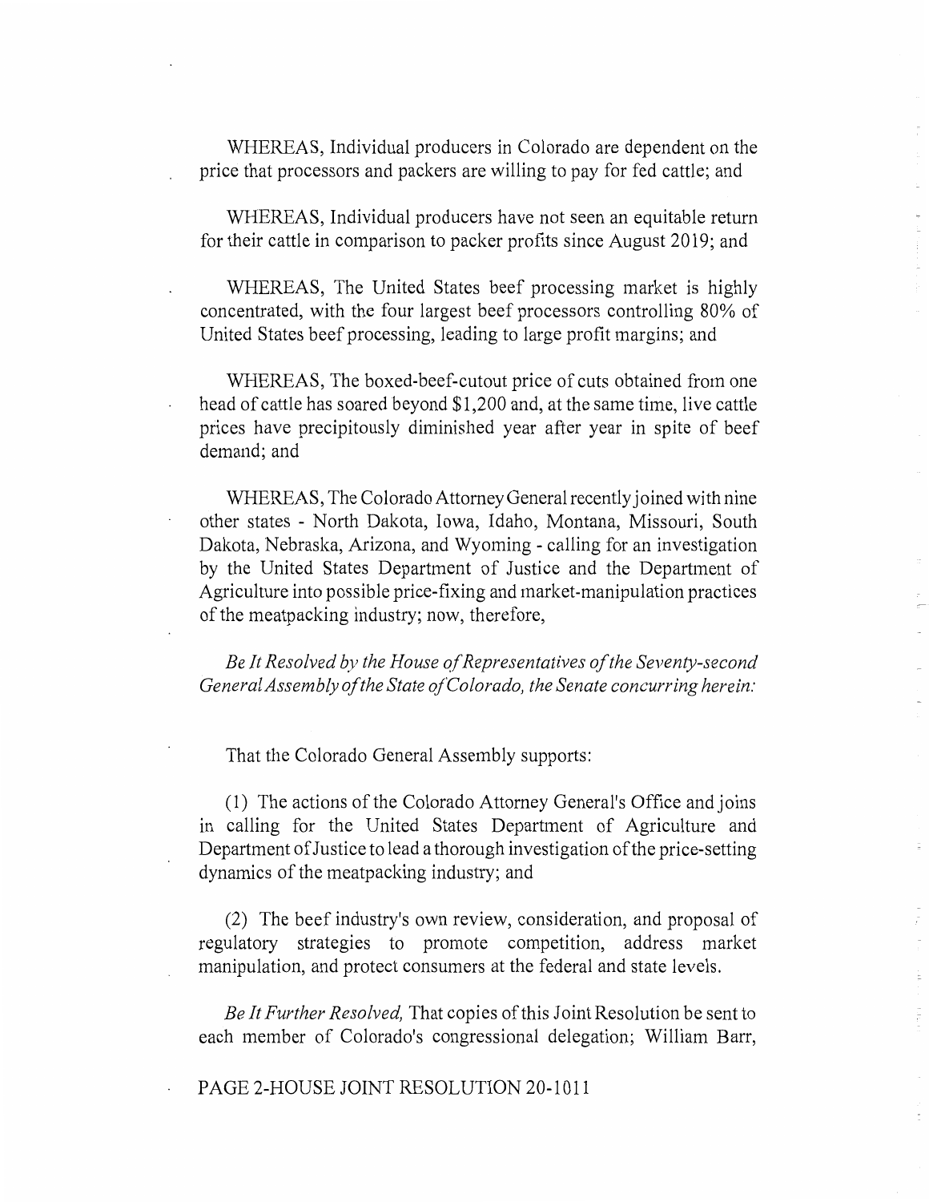WHEREAS, Individual producers in Colorado are dependent on the price that processors and packers are willing to pay for fed cattle; and

WHEREAS, Individual producers have not seen an equitable return for their cattle in comparison to packer profits since August 2019; and

WHEREAS, The United States beef processing market is highly concentrated, with the four largest beef processors controlling 80% of United States beef processing, leading to large profit margins; and

WHEREAS, The boxed-beef-cutout price of cuts obtained from one head of cattle has soared beyond $1,200 and, at the same time, live cattle prices have precipitously diminished year after year in spite of beef demand; and

WHEREAS, The Colorado Attorney General recently joined with nine other states - North Dakota, Iowa, Idaho, Montana, Missouri, South Dakota, Nebraska, Arizona, and Wyoming - calling for an investigation by the United States Department of Justice and the Department of Agriculture into possible price-fixing and market-manipulation practices of the meatpacking industry; now, therefore,

*Be It Resolved by the House of Representatives of the Seventy-second General Assembly of the State of Colorado, the Senate concurring herein:*

That the Colorado General Assembly supports:

(1) The actions of the Colorado Attorney General's Office and joins in calling for the United States Department of Agriculture and Department of Justice to lead a thorough investigation of the price-setting dynamics of the meatpacking industry; and

(2) The beef industry's own review, consideration, and proposal of regulatory strategies to promote competition, address market manipulation, and protect consumers at the federal and state levels.

*Be It Further Resolved,* That copies of this Joint Resolution be sent to each member of Colorado's congressional delegation; William Barr,

PAGE 2-HOUSE JOINT RESOLUTION 20-1011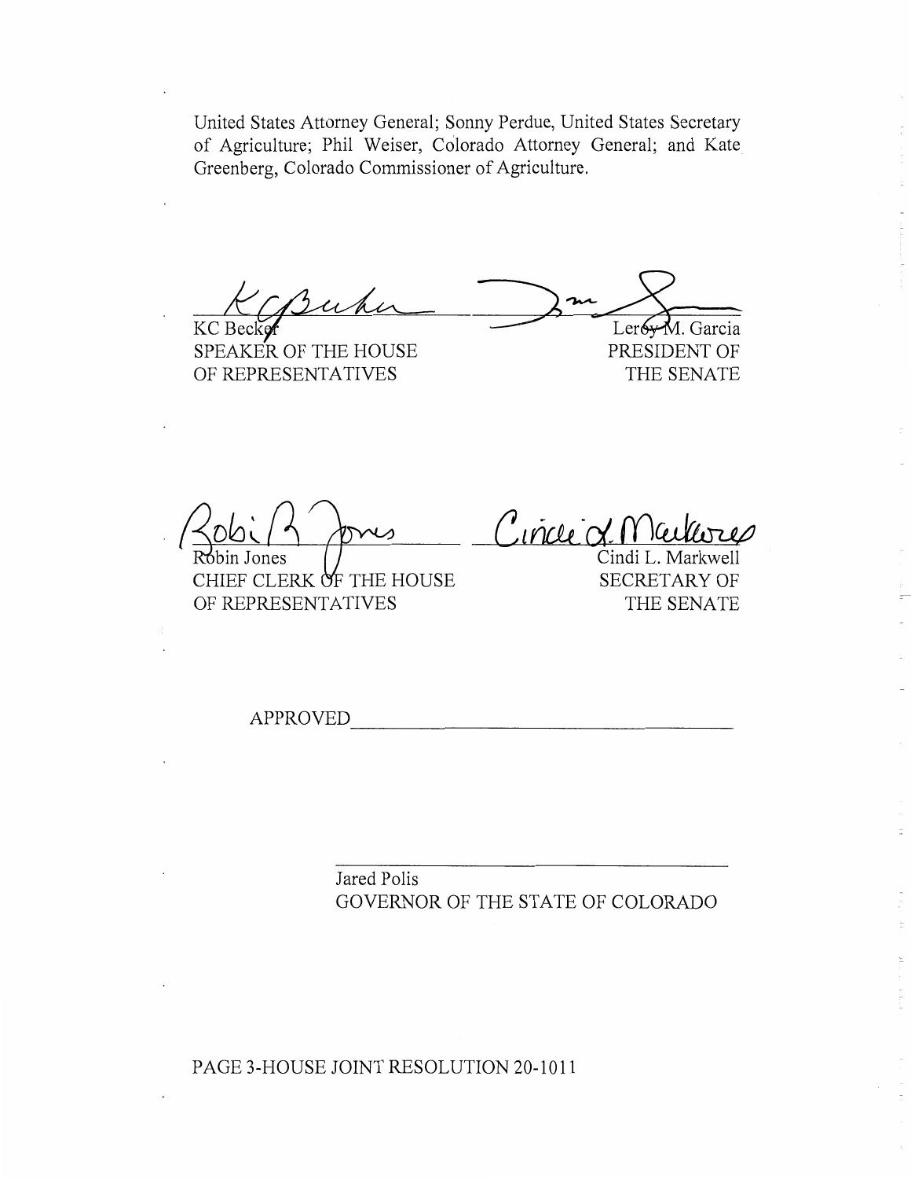United States Attorney General; Sonny Perdue, United States Secretary of Agriculture; Phil Weiser, Colorado Attorney General; and Kate Greenberg, Colorado Commissioner of Agriculture.

| | |
|---|---|
| KC Becker | Leroy M. Garcia |
| SPEAKER OF THE HOUSE OF REPRESENTATIVES | PRESIDENT OF THE SENATE |

| | |
|---|---|
| Robin Jones | Cindi L. Markwell |
| CHIEF CLERK OF THE HOUSE OF REPRESENTATIVES | SECRETARY OF THE SENATE |

APPROVED\_\_\_\_\_\_\_\_\_\_\_\_\_\_\_\_\_\_\_\_\_\_\_\_\_\_\_\_

Jared Polis
GOVERNOR OF THE STATE OF COLORADO

PAGE 3-HOUSE JOINT RESOLUTION 20-1011